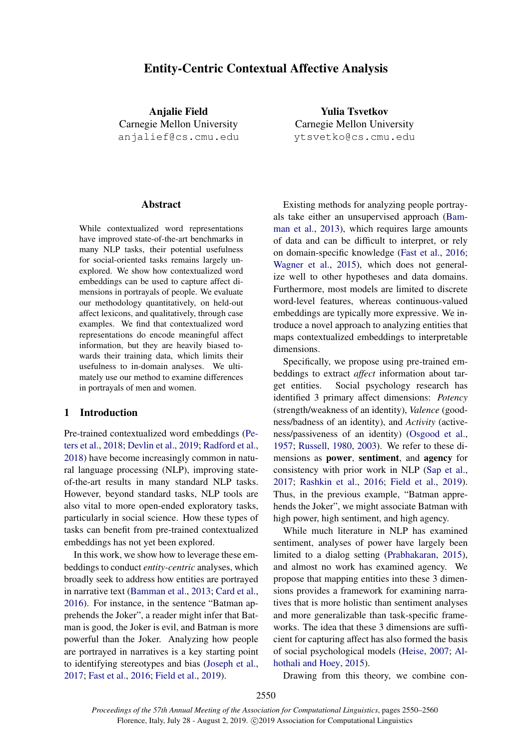# Entity-Centric Contextual Affective Analysis

**Anjalie Field**
Carnegie Mellon University
anjalief@cs.cmu.edu

**Yulia Tsvetkov**
Carnegie Mellon University
ytsvetko@cs.cmu.edu

## Abstract

While contextualized word representations have improved state-of-the-art benchmarks in many NLP tasks, their potential usefulness for social-oriented tasks remains largely unexplored. We show how contextualized word embeddings can be used to capture affect dimensions in portrayals of people. We evaluate our methodology quantitatively, on held-out affect lexicons, and qualitatively, through case examples. We find that contextualized word representations do encode meaningful affect information, but they are heavily biased towards their training data, which limits their usefulness to in-domain analyses. We ultimately use our method to examine differences in portrayals of men and women.

## 1 Introduction

Pre-trained contextualized word embeddings (Peters et al., 2018; Devlin et al., 2019; Radford et al., 2018) have become increasingly common in natural language processing (NLP), improving state-of-the-art results in many standard NLP tasks. However, beyond standard tasks, NLP tools are also vital to more open-ended exploratory tasks, particularly in social science. How these types of tasks can benefit from pre-trained contextualized embeddings has not yet been explored.

In this work, we show how to leverage these embeddings to conduct *entity-centric* analyses, which broadly seek to address how entities are portrayed in narrative text (Bamman et al., 2013; Card et al., 2016). For instance, in the sentence "Batman apprehends the Joker", a reader might infer that Batman is good, the Joker is evil, and Batman is more powerful than the Joker. Analyzing how people are portrayed in narratives is a key starting point to identifying stereotypes and bias (Joseph et al., 2017; Fast et al., 2016; Field et al., 2019).

Existing methods for analyzing people portrayals take either an unsupervised approach (Bamman et al., 2013), which requires large amounts of data and can be difficult to interpret, or rely on domain-specific knowledge (Fast et al., 2016; Wagner et al., 2015), which does not generalize well to other hypotheses and data domains. Furthermore, most models are limited to discrete word-level features, whereas continuous-valued embeddings are typically more expressive. We introduce a novel approach to analyzing entities that maps contextualized embeddings to interpretable dimensions.

Specifically, we propose using pre-trained embeddings to extract *affect* information about target entities. Social psychology research has identified 3 primary affect dimensions: *Potency* (strength/weakness of an identity), *Valence* (goodness/badness of an identity), and *Activity* (activeness/passiveness of an identity) (Osgood et al., 1957; Russell, 1980, 2003). We refer to these dimensions as **power**, **sentiment**, and **agency** for consistency with prior work in NLP (Sap et al., 2017; Rashkin et al., 2016; Field et al., 2019). Thus, in the previous example, "Batman apprehends the Joker", we might associate Batman with high power, high sentiment, and high agency.

While much literature in NLP has examined sentiment, analyses of power have largely been limited to a dialog setting (Prabhakaran, 2015), and almost no work has examined agency. We propose that mapping entities into these 3 dimensions provides a framework for examining narratives that is more holistic than sentiment analyses and more generalizable than task-specific frameworks. The idea that these 3 dimensions are sufficient for capturing affect has also formed the basis of social psychological models (Heise, 2007; Alhothali and Hoey, 2015).

Drawing from this theory, we combine con-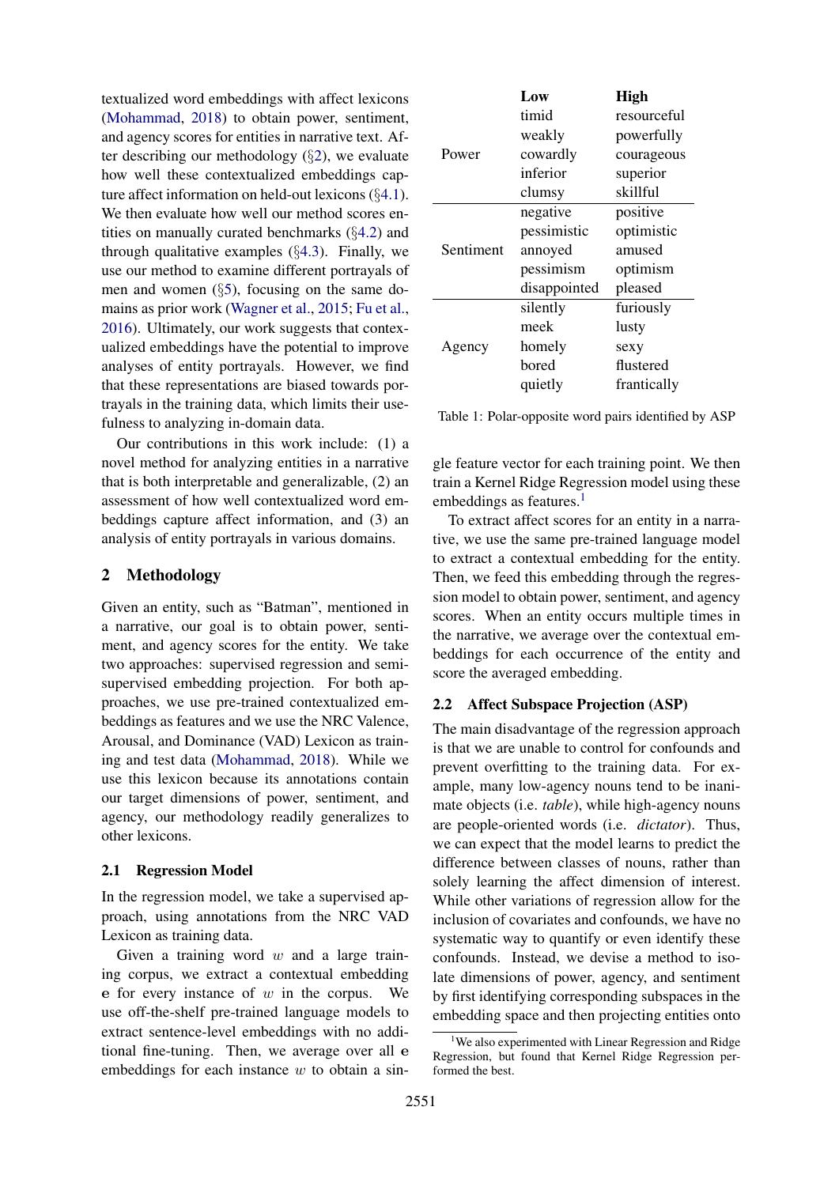textualized word embeddings with affect lexicons (Mohammad, 2018) to obtain power, sentiment, and agency scores for entities in narrative text. After describing our methodology (§2), we evaluate how well these contextualized embeddings capture affect information on held-out lexicons (§4.1). We then evaluate how well our method scores entities on manually curated benchmarks (§4.2) and through qualitative examples (§4.3). Finally, we use our method to examine different portrayals of men and women (§5), focusing on the same domains as prior work (Wagner et al., 2015; Fu et al., 2016). Ultimately, our work suggests that contextualized embeddings have the potential to improve analyses of entity portrayals. However, we find that these representations are biased towards portrayals in the training data, which limits their usefulness to analyzing in-domain data.

Our contributions in this work include: (1) a novel method for analyzing entities in a narrative that is both interpretable and generalizable, (2) an assessment of how well contextualized word embeddings capture affect information, and (3) an analysis of entity portrayals in various domains.

## 2 Methodology

Given an entity, such as "Batman", mentioned in a narrative, our goal is to obtain power, sentiment, and agency scores for the entity. We take two approaches: supervised regression and semi-supervised embedding projection. For both approaches, we use pre-trained contextualized embeddings as features and we use the NRC Valence, Arousal, and Dominance (VAD) Lexicon as training and test data (Mohammad, 2018). While we use this lexicon because its annotations contain our target dimensions of power, sentiment, and agency, our methodology readily generalizes to other lexicons.

### 2.1 Regression Model

In the regression model, we take a supervised approach, using annotations from the NRC VAD Lexicon as training data.

Given a training word $w$ and a large training corpus, we extract a contextual embedding $\mathbf{e}$ for every instance of $w$ in the corpus. We use off-the-shelf pre-trained language models to extract sentence-level embeddings with no additional fine-tuning. Then, we average over all $\mathbf{e}$ embeddings for each instance $w$ to obtain a single feature vector for each training point. We then train a Kernel Ridge Regression model using these embeddings as features.[1]

To extract affect scores for an entity in a narrative, we use the same pre-trained language model to extract a contextual embedding for the entity. Then, we feed this embedding through the regression model to obtain power, sentiment, and agency scores. When an entity occurs multiple times in the narrative, we average over the contextual embeddings for each occurrence of the entity and score the averaged embedding.

### 2.2 Affect Subspace Projection (ASP)

The main disadvantage of the regression approach is that we are unable to control for confounds and prevent overfitting to the training data. For example, many low-agency nouns tend to be inanimate objects (i.e. *table*), while high-agency nouns are people-oriented words (i.e. *dictator*). Thus, we can expect that the model learns to predict the difference between classes of nouns, rather than solely learning the affect dimension of interest. While other variations of regression allow for the inclusion of covariates and confounds, we have no systematic way to quantify or even identify these confounds. Instead, we devise a method to isolate dimensions of power, agency, and sentiment by first identifying corresponding subspaces in the embedding space and then projecting entities onto

| | **Low** | **High** |
|---|---|---|
| Power | timid | resourceful |
| | weakly | powerfully |
| | cowardly | courageous |
| | inferior | superior |
| | clumsy | skillful |
| Sentiment | negative | positive |
| | pessimistic | optimistic |
| | annoyed | amused |
| | pessimism | optimism |
| | disappointed | pleased |
| Agency | silently | furiously |
| | meek | lusty |
| | homely | sexy |
| | bored | flustered |
| | quietly | frantically |

Table 1: Polar-opposite word pairs identified by ASP

[1] We also experimented with Linear Regression and Ridge Regression, but found that Kernel Ridge Regression performed the best.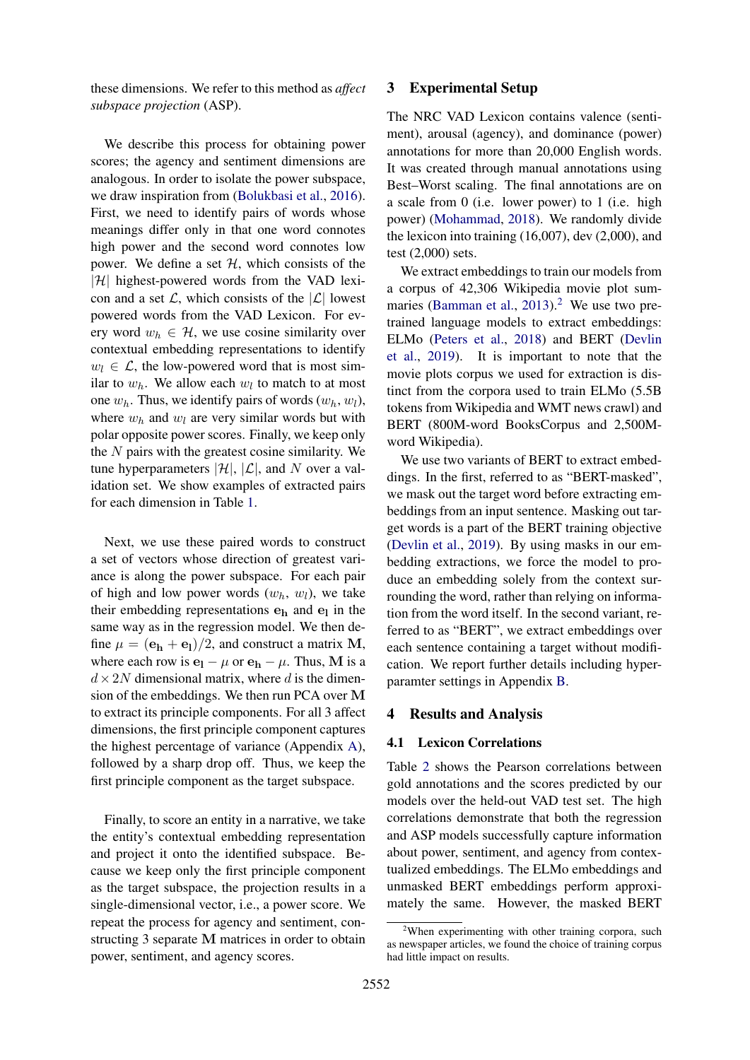these dimensions. We refer to this method as *affect subspace projection* (ASP).

We describe this process for obtaining power scores; the agency and sentiment dimensions are analogous. In order to isolate the power subspace, we draw inspiration from (Bolukbasi et al., 2016). First, we need to identify pairs of words whose meanings differ only in that one word connotes high power and the second word connotes low power. We define a set $\mathcal{H}$, which consists of the $|\mathcal{H}|$ highest-powered words from the VAD lexicon and a set $\mathcal{L}$, which consists of the $|\mathcal{L}|$ lowest powered words from the VAD Lexicon. For every word $w_h \in \mathcal{H}$, we use cosine similarity over contextual embedding representations to identify $w_l \in \mathcal{L}$, the low-powered word that is most similar to $w_h$. We allow each $w_l$ to match to at most one $w_h$. Thus, we identify pairs of words ($w_h$, $w_l$), where $w_h$ and $w_l$ are very similar words but with polar opposite power scores. Finally, we keep only the $N$ pairs with the greatest cosine similarity. We tune hyperparameters $|\mathcal{H}|$, $|\mathcal{L}|$, and $N$ over a validation set. We show examples of extracted pairs for each dimension in Table 1.

Next, we use these paired words to construct a set of vectors whose direction of greatest variance is along the power subspace. For each pair of high and low power words ($w_h$, $w_l$), we take their embedding representations $\mathbf{e_h}$ and $\mathbf{e_l}$ in the same way as in the regression model. We then define $\mu = (\mathbf{e_h} + \mathbf{e_l})/2$, and construct a matrix $\mathbf{M}$, where each row is $\mathbf{e_l} - \mu$ or $\mathbf{e_h} - \mu$. Thus, $\mathbf{M}$ is a $d \times 2N$ dimensional matrix, where $d$ is the dimension of the embeddings. We then run PCA over $\mathbf{M}$ to extract its principle components. For all 3 affect dimensions, the first principle component captures the highest percentage of variance (Appendix A), followed by a sharp drop off. Thus, we keep the first principle component as the target subspace.

Finally, to score an entity in a narrative, we take the entity's contextual embedding representation and project it onto the identified subspace. Because we keep only the first principle component as the target subspace, the projection results in a single-dimensional vector, i.e., a power score. We repeat the process for agency and sentiment, constructing 3 separate $\mathbf{M}$ matrices in order to obtain power, sentiment, and agency scores.

## 3 Experimental Setup

The NRC VAD Lexicon contains valence (sentiment), arousal (agency), and dominance (power) annotations for more than 20,000 English words. It was created through manual annotations using Best–Worst scaling. The final annotations are on a scale from 0 (i.e. lower power) to 1 (i.e. high power) (Mohammad, 2018). We randomly divide the lexicon into training (16,007), dev (2,000), and test (2,000) sets.

We extract embeddings to train our models from a corpus of 42,306 Wikipedia movie plot summaries (Bamman et al., 2013).[2] We use two pretrained language models to extract embeddings: ELMo (Peters et al., 2018) and BERT (Devlin et al., 2019). It is important to note that the movie plots corpus we used for extraction is distinct from the corpora used to train ELMo (5.5B tokens from Wikipedia and WMT news crawl) and BERT (800M-word BooksCorpus and 2,500M-word Wikipedia).

We use two variants of BERT to extract embeddings. In the first, referred to as "BERT-masked", we mask out the target word before extracting embeddings from an input sentence. Masking out target words is a part of the BERT training objective (Devlin et al., 2019). By using masks in our embedding extractions, we force the model to produce an embedding solely from the context surrounding the word, rather than relying on information from the word itself. In the second variant, referred to as "BERT", we extract embeddings over each sentence containing a target without modification. We report further details including hyperparamter settings in Appendix B.

## 4 Results and Analysis

### 4.1 Lexicon Correlations

Table 2 shows the Pearson correlations between gold annotations and the scores predicted by our models over the held-out VAD test set. The high correlations demonstrate that both the regression and ASP models successfully capture information about power, sentiment, and agency from contextualized embeddings. The ELMo embeddings and unmasked BERT embeddings perform approximately the same. However, the masked BERT

[2]When experimenting with other training corpora, such as newspaper articles, we found the choice of training corpus had little impact on results.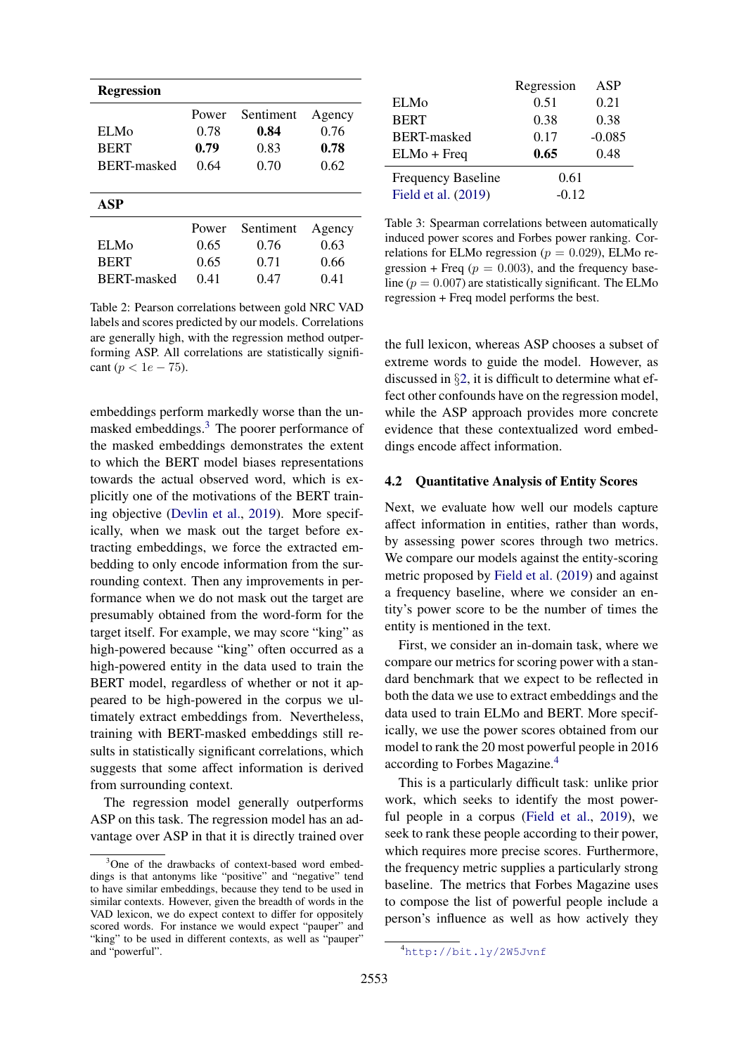| **Regression** | | | |
|---|---|---|---|
| | Power | Sentiment | Agency |
| ELMo | 0.78 | **0.84** | 0.76 |
| BERT | **0.79** | 0.83 | **0.78** |
| BERT-masked | 0.64 | 0.70 | 0.62 |
| **ASP** | | | |
| | Power | Sentiment | Agency |
| ELMo | 0.65 | 0.76 | 0.63 |
| BERT | 0.65 | 0.71 | 0.66 |
| BERT-masked | 0.41 | 0.47 | 0.41 |

Table 2: Pearson correlations between gold NRC VAD labels and scores predicted by our models. Correlations are generally high, with the regression method outperforming ASP. All correlations are statistically significant ($p < 1e-75$).

embeddings perform markedly worse than the unmasked embeddings.[3] The poorer performance of the masked embeddings demonstrates the extent to which the BERT model biases representations towards the actual observed word, which is explicitly one of the motivations of the BERT training objective (Devlin et al., 2019). More specifically, when we mask out the target before extracting embeddings, we force the extracted embedding to only encode information from the surrounding context. Then any improvements in performance when we do not mask out the target are presumably obtained from the word-form for the target itself. For example, we may score "king" as high-powered because "king" often occurred as a high-powered entity in the data used to train the BERT model, regardless of whether or not it appeared to be high-powered in the corpus we ultimately extract embeddings from. Nevertheless, training with BERT-masked embeddings still results in statistically significant correlations, which suggests that some affect information is derived from surrounding context.

The regression model generally outperforms ASP on this task. The regression model has an advantage over ASP in that it is directly trained over the full lexicon, whereas ASP chooses a subset of extreme words to guide the model. However, as discussed in §2, it is difficult to determine what effect other confounds have on the regression model, while the ASP approach provides more concrete evidence that these contextualized word embeddings encode affect information.

[3]One of the drawbacks of context-based word embeddings is that antonyms like "positive" and "negative" tend to have similar embeddings, because they tend to be used in similar contexts. However, given the breadth of words in the VAD lexicon, we do expect context to differ for oppositely scored words. For instance we would expect "pauper" and "king" to be used in different contexts, as well as "pauper" and "powerful".

| | Regression | ASP |
|---|---|---|
| ELMo | 0.51 | 0.21 |
| BERT | 0.38 | 0.38 |
| BERT-masked | 0.17 | -0.085 |
| ELMo + Freq | **0.65** | 0.48 |
| Frequency Baseline | 0.61 | |
| Field et al. (2019) | -0.12 | |

Table 3: Spearman correlations between automatically induced power scores and Forbes power ranking. Correlations for ELMo regression ($p = 0.029$), ELMo regression + Freq ($p = 0.003$), and the frequency baseline ($p = 0.007$) are statistically significant. The ELMo regression + Freq model performs the best.

## 4.2 Quantitative Analysis of Entity Scores

Next, we evaluate how well our models capture affect information in entities, rather than words, by assessing power scores through two metrics. We compare our models against the entity-scoring metric proposed by Field et al. (2019) and against a frequency baseline, where we consider an entity's power score to be the number of times the entity is mentioned in the text.

First, we consider an in-domain task, where we compare our metrics for scoring power with a standard benchmark that we expect to be reflected in both the data we use to extract embeddings and the data used to train ELMo and BERT. More specifically, we use the power scores obtained from our model to rank the 20 most powerful people in 2016 according to Forbes Magazine.[4]

This is a particularly difficult task: unlike prior work, which seeks to identify the most powerful people in a corpus (Field et al., 2019), we seek to rank these people according to their power, which requires more precise scores. Furthermore, the frequency metric supplies a particularly strong baseline. The metrics that Forbes Magazine uses to compose the list of powerful people include a person's influence as well as how actively they

[4]http://bit.ly/2W5Jvnf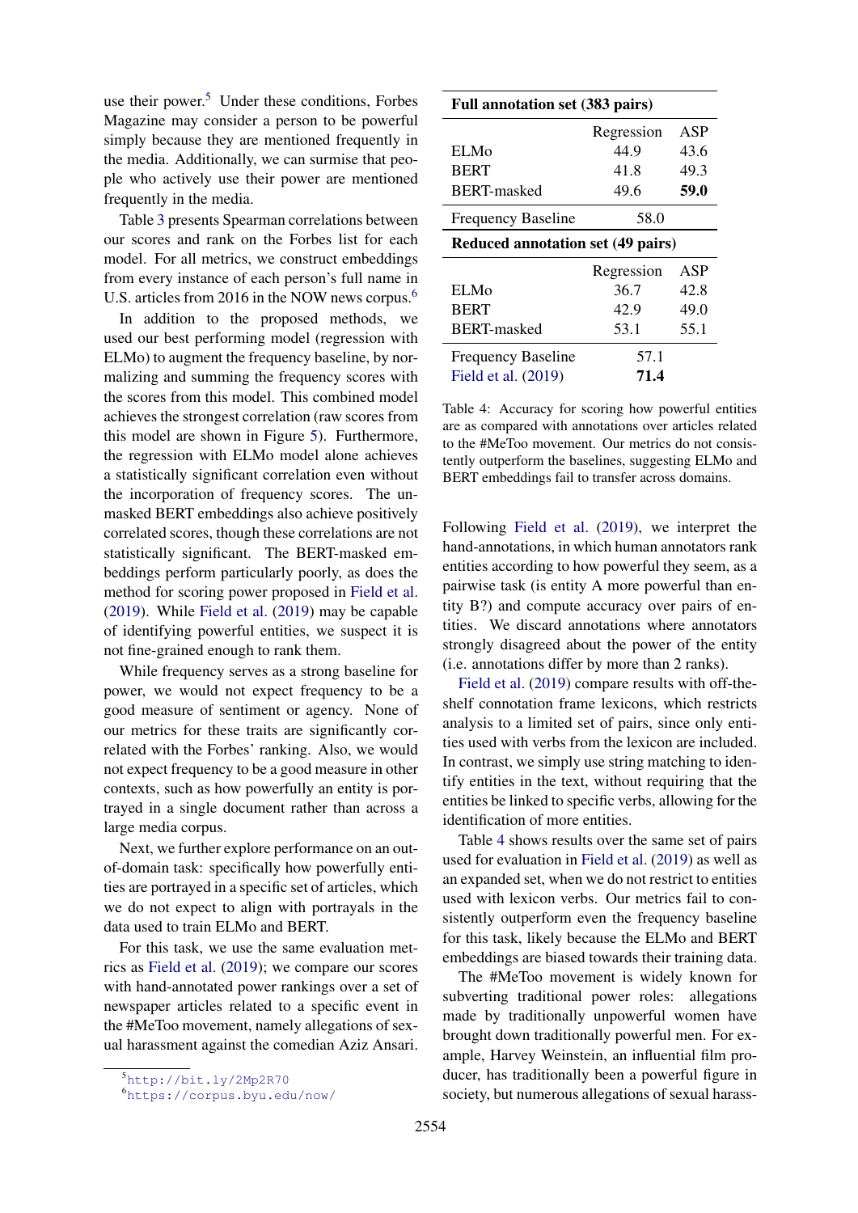use their power.[5] Under these conditions, Forbes Magazine may consider a person to be powerful simply because they are mentioned frequently in the media. Additionally, we can surmise that people who actively use their power are mentioned frequently in the media.

Table 3 presents Spearman correlations between our scores and rank on the Forbes list for each model. For all metrics, we construct embeddings from every instance of each person's full name in U.S. articles from 2016 in the NOW news corpus.[6]

In addition to the proposed methods, we used our best performing model (regression with ELMo) to augment the frequency baseline, by normalizing and summing the frequency scores with the scores from this model. This combined model achieves the strongest correlation (raw scores from this model are shown in Figure 5). Furthermore, the regression with ELMo model alone achieves a statistically significant correlation even without the incorporation of frequency scores. The unmasked BERT embeddings also achieve positively correlated scores, though these correlations are not statistically significant. The BERT-masked embeddings perform particularly poorly, as does the method for scoring power proposed in Field et al. (2019). While Field et al. (2019) may be capable of identifying powerful entities, we suspect it is not fine-grained enough to rank them.

While frequency serves as a strong baseline for power, we would not expect frequency to be a good measure of sentiment or agency. None of our metrics for these traits are significantly correlated with the Forbes' ranking. Also, we would not expect frequency to be a good measure in other contexts, such as how powerfully an entity is portrayed in a single document rather than across a large media corpus.

Next, we further explore performance on an out-of-domain task: specifically how powerfully entities are portrayed in a specific set of articles, which we do not expect to align with portrayals in the data used to train ELMo and BERT.

For this task, we use the same evaluation metrics as Field et al. (2019); we compare our scores with hand-annotated power rankings over a set of newspaper articles related to a specific event in the #MeToo movement, namely allegations of sexual harassment against the comedian Aziz Ansari.

[5] http://bit.ly/2Mp2R70

[6] https://corpus.byu.edu/now/

| **Full annotation set (383 pairs)** | | |
|---|---|---|
| | Regression | ASP |
| ELMo | 44.9 | 43.6 |
| BERT | 41.8 | 49.3 |
| BERT-masked | 49.6 | **59.0** |
| Frequency Baseline | 58.0 | |
| **Reduced annotation set (49 pairs)** | | |
| | Regression | ASP |
| ELMo | 36.7 | 42.8 |
| BERT | 42.9 | 49.0 |
| BERT-masked | 53.1 | 55.1 |
| Frequency Baseline | 57.1 | |
| Field et al. (2019) | **71.4** | |

Table 4: Accuracy for scoring how powerful entities are as compared with annotations over articles related to the #MeToo movement. Our metrics do not consistently outperform the baselines, suggesting ELMo and BERT embeddings fail to transfer across domains.

Following Field et al. (2019), we interpret the hand-annotations, in which human annotators rank entities according to how powerful they seem, as a pairwise task (is entity A more powerful than entity B?) and compute accuracy over pairs of entities. We discard annotations where annotators strongly disagreed about the power of the entity (i.e. annotations differ by more than 2 ranks).

Field et al. (2019) compare results with off-the-shelf connotation frame lexicons, which restricts analysis to a limited set of pairs, since only entities used with verbs from the lexicon are included. In contrast, we simply use string matching to identify entities in the text, without requiring that the entities be linked to specific verbs, allowing for the identification of more entities.

Table 4 shows results over the same set of pairs used for evaluation in Field et al. (2019) as well as an expanded set, when we do not restrict to entities used with lexicon verbs. Our metrics fail to consistently outperform even the frequency baseline for this task, likely because the ELMo and BERT embeddings are biased towards their training data.

The #MeToo movement is widely known for subverting traditional power roles: allegations made by traditionally unpowerful women have brought down traditionally powerful men. For example, Harvey Weinstein, an influential film producer, has traditionally been a powerful figure in society, but numerous allegations of sexual harass-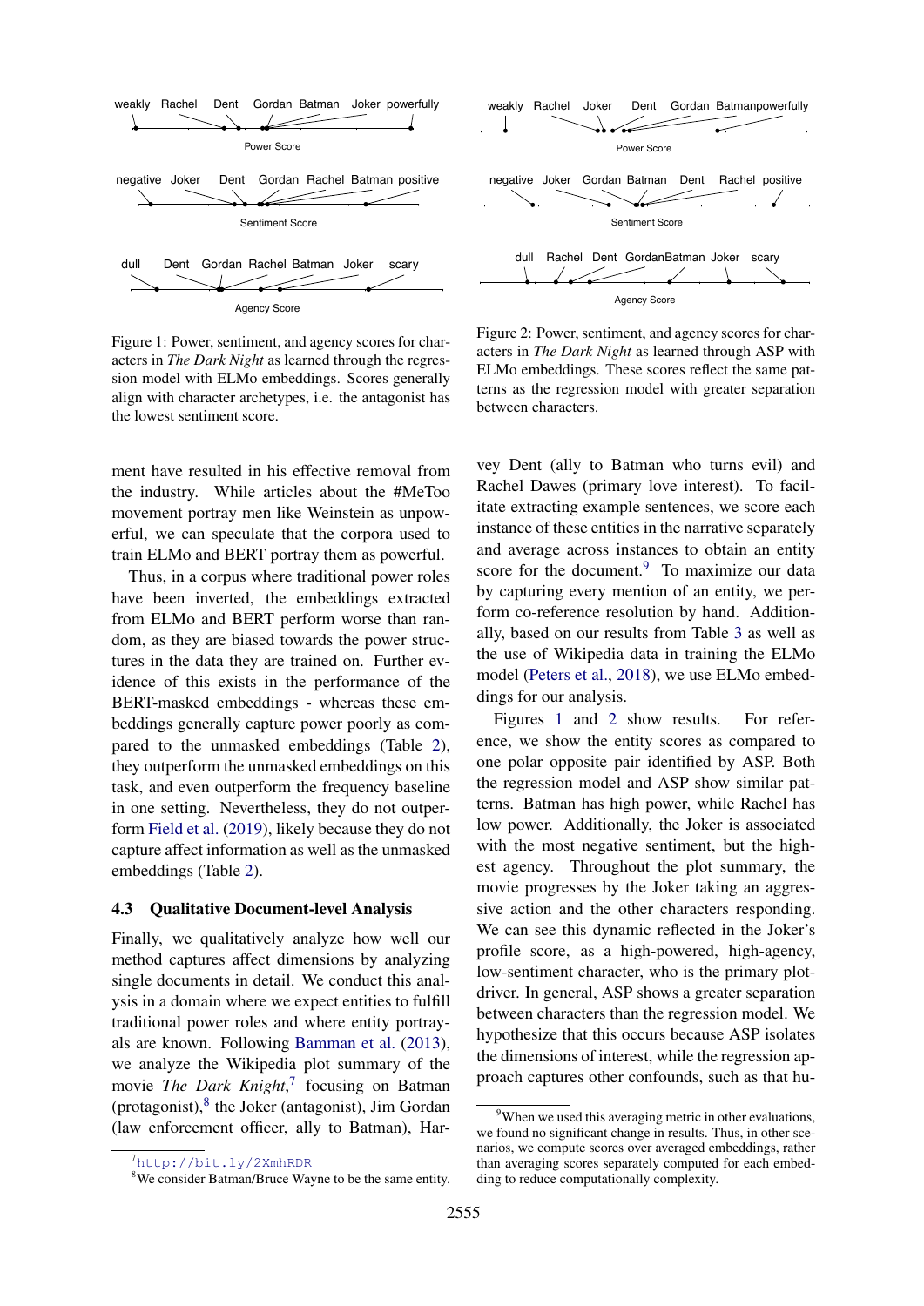Figure 1: Power, sentiment, and agency scores for characters in *The Dark Night* as learned through the regression model with ELMo embeddings. Scores generally align with character archetypes, i.e. the antagonist has the lowest sentiment score.

Figure 2: Power, sentiment, and agency scores for characters in *The Dark Night* as learned through ASP with ELMo embeddings. These scores reflect the same patterns as the regression model with greater separation between characters.

ment have resulted in his effective removal from the industry. While articles about the #MeToo movement portray men like Weinstein as unpowerful, we can speculate that the corpora used to train ELMo and BERT portray them as powerful.

Thus, in a corpus where traditional power roles have been inverted, the embeddings extracted from ELMo and BERT perform worse than random, as they are biased towards the power structures in the data they are trained on. Further evidence of this exists in the performance of the BERT-masked embeddings - whereas these embeddings generally capture power poorly as compared to the unmasked embeddings (Table 2), they outperform the unmasked embeddings on this task, and even outperform the frequency baseline in one setting. Nevertheless, they do not outperform Field et al. (2019), likely because they do not capture affect information as well as the unmasked embeddings (Table 2).

### 4.3 Qualitative Document-level Analysis

Finally, we qualitatively analyze how well our method captures affect dimensions by analyzing single documents in detail. We conduct this analysis in a domain where we expect entities to fulfill traditional power roles and where entity portrayals are known. Following Bamman et al. (2013), we analyze the Wikipedia plot summary of the movie *The Dark Knight*,[7] focusing on Batman (protagonist),[8] the Joker (antagonist), Jim Gordan (law enforcement officer, ally to Batman), Harvey Dent (ally to Batman who turns evil) and Rachel Dawes (primary love interest). To facilitate extracting example sentences, we score each instance of these entities in the narrative separately and average across instances to obtain an entity score for the document.[9] To maximize our data by capturing every mention of an entity, we perform co-reference resolution by hand. Additionally, based on our results from Table 3 as well as the use of Wikipedia data in training the ELMo model (Peters et al., 2018), we use ELMo embeddings for our analysis.

Figures 1 and 2 show results. For reference, we show the entity scores as compared to one polar opposite pair identified by ASP. Both the regression model and ASP show similar patterns. Batman has high power, while Rachel has low power. Additionally, the Joker is associated with the most negative sentiment, but the highest agency. Throughout the plot summary, the movie progresses by the Joker taking an aggressive action and the other characters responding. We can see this dynamic reflected in the Joker's profile score, as a high-powered, high-agency, low-sentiment character, who is the primary plot-driver. In general, ASP shows a greater separation between characters than the regression model. We hypothesize that this occurs because ASP isolates the dimensions of interest, while the regression approach captures other confounds, such as that hu-

[7] http://bit.ly/2XmhRDR

[8] We consider Batman/Bruce Wayne to be the same entity.

[9] When we used this averaging metric in other evaluations, we found no significant change in results. Thus, in other scenarios, we compute scores over averaged embeddings, rather than averaging scores separately computed for each embedding to reduce computationally complexity.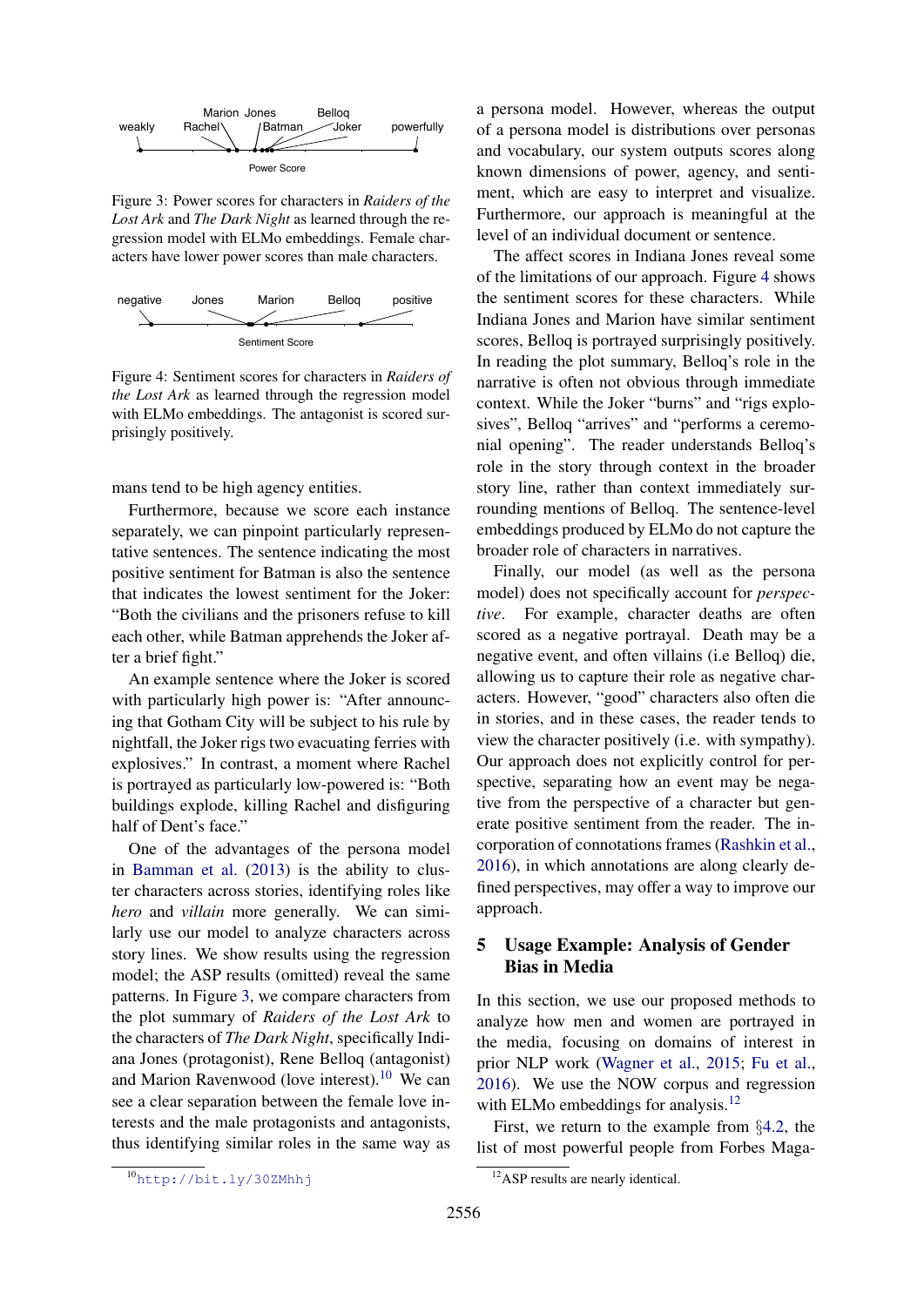weakly Rachel Marion Jones Batman Belloq Joker powerfully

Power Score

Figure 3: Power scores for characters in *Raiders of the Lost Ark* and *The Dark Night* as learned through the regression model with ELMo embeddings. Female characters have lower power scores than male characters.

negative Jones Marion Belloq positive

Sentiment Score

Figure 4: Sentiment scores for characters in *Raiders of the Lost Ark* as learned through the regression model with ELMo embeddings. The antagonist is scored surprisingly positively.

mans tend to be high agency entities.

Furthermore, because we score each instance separately, we can pinpoint particularly representative sentences. The sentence indicating the most positive sentiment for Batman is also the sentence that indicates the lowest sentiment for the Joker: "Both the civilians and the prisoners refuse to kill each other, while Batman apprehends the Joker after a brief fight."

An example sentence where the Joker is scored with particularly high power is: "After announcing that Gotham City will be subject to his rule by nightfall, the Joker rigs two evacuating ferries with explosives." In contrast, a moment where Rachel is portrayed as particular low-powered is: "Both buildings explode, killing Rachel and disfiguring half of Dent's face."

One of the advantages of the persona model in Bamman et al. (2013) is the ability to cluster characters across stories, identifying roles like *hero* and *villain* more generally. We can similarly use our model to analyze characters across story lines. We show results using the regression model; the ASP results (omitted) reveal the same patterns. In Figure 3, we compare characters from the plot summary of *Raiders of the Lost Ark* to the characters of *The Dark Night*, specifically Indiana Jones (protagonist), Rene Belloq (antagonist) and Marion Ravenwood (love interest).[10] We can see a clear separation between the female love interests and the male protagonists and antagonists, thus identifying similar roles in the same way as a persona model. However, whereas the output of a persona model is distributions over personas and vocabulary, our system outputs scores along known dimensions of power, agency, and sentiment, which are easy to interpret and visualize. Furthermore, our approach is meaningful at the level of an individual document or sentence.

The affect scores in Indiana Jones reveal some of the limitations of our approach. Figure 4 shows the sentiment scores for these characters. While Indiana Jones and Marion have similar sentiment scores, Belloq is portrayed surprisingly positively. In reading the plot summary, Belloq's role in the narrative is often not obvious through immediate context. While the Joker "burns" and "rigs explosives", Belloq "arrives" and "performs a ceremonial opening". The reader understands Belloq's role in the story through context in the broader story line, rather than context immediately surrounding mentions of Belloq. The sentence-level embeddings produced by ELMo do not capture the broader role of characters in narratives.

Finally, our model (as well as the persona model) does not specifically account for *perspective*. For example, character deaths are often scored as a negative portrayal. Death may be a negative event, and often villains (i.e Belloq) die, allowing us to capture their role as negative characters. However, "good" characters also often die in stories, and in these cases, the reader tends to view the character positively (i.e. with sympathy). Our approach does not explicitly control for perspective, separating how an event may be negative from the perspective of a character but generate positive sentiment from the reader. The incorporation of connotations frames (Rashkin et al., 2016), in which annotations are along clearly defined perspectives, may offer a way to improve our approach.

## 5 Usage Example: Analysis of Gender Bias in Media

In this section, we use our proposed methods to analyze how men and women are portrayed in the media, focusing on domains of interest in prior NLP work (Wagner et al., 2015; Fu et al., 2016). We use the NOW corpus and regression with ELMo embeddings for analysis.[12]

First, we return to the example from §4.2, the list of most powerful people from Forbes Maga-

[10] http://bit.ly/30ZMhhj

[12] ASP results are nearly identical.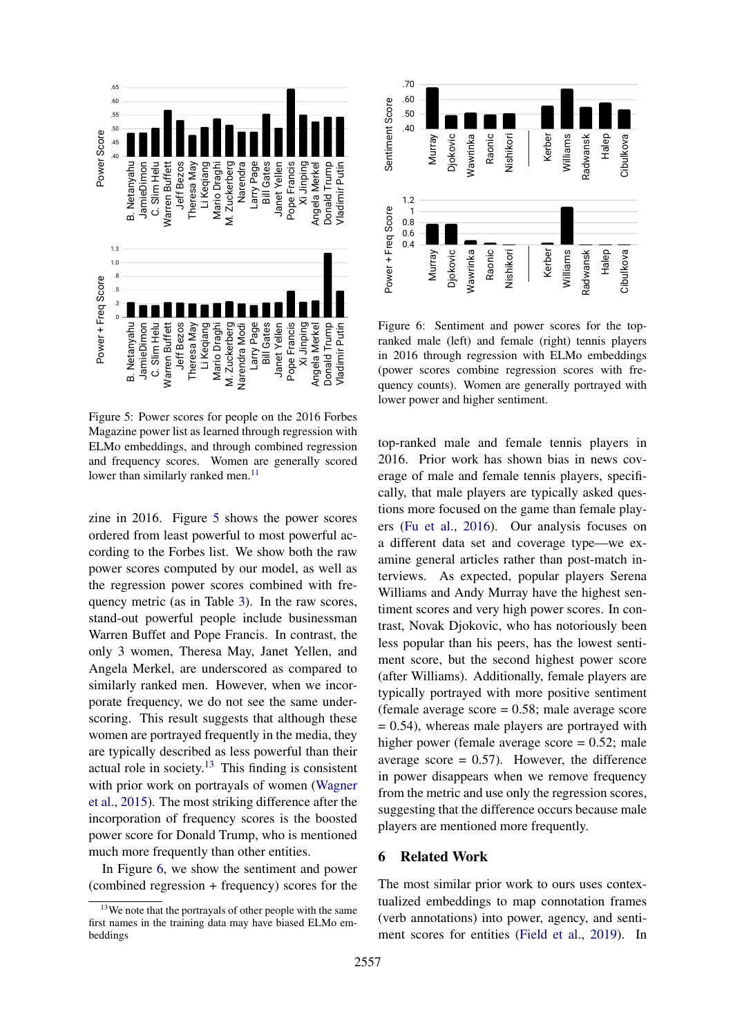Figure 5: Power scores for people on the 2016 Forbes Magazine power list as learned through regression with ELMo embeddings, and through combined regression and frequency scores. Women are generally scored lower than similarly ranked men.[11]

zine in 2016. Figure 5 shows the power scores ordered from least powerful to most powerful according to the Forbes list. We show both the raw power scores computed by our model, as well as the regression power scores combined with frequency metric (as in Table 3). In the raw scores, stand-out powerful people include businessman Warren Buffet and Pope Francis. In contrast, the only 3 women, Theresa May, Janet Yellen, and Angela Merkel, are underscored as compared to similarly ranked men. However, when we incorporate frequency, we do not see the same underscoring. This result suggests that although these women are portrayed frequently in the media, they are typically described as less powerful than their actual role in society.[13] This finding is consistent with prior work on portrayals of women (Wagner et al., 2015). The most striking difference after the incorporation of frequency scores is the boosted power score for Donald Trump, who is mentioned much more frequently than other entities.

In Figure 6, we show the sentiment and power (combined regression + frequency) scores for the top-ranked male and female tennis players in 2016. Prior work has shown bias in news coverage of male and female tennis players, specifically, that male players are typically asked questions more focused on the game than female players (Fu et al., 2016). Our analysis focuses on a different data set and coverage type—we examine general articles rather than post-match interviews. As expected, popular players Serena Williams and Andy Murray have the highest sentiment scores and very high power scores. In contrast, Novak Djokovic, who has notoriously been less popular than his peers, has the lowest sentiment score, but the second highest power score (after Williams). Additionally, female players are typically portrayed with more positive sentiment (female average score = 0.58; male average score = 0.54), whereas male players are portrayed with higher power (female average score = 0.52; male average score = 0.57). However, the difference in power disappears when we remove frequency from the metric and use only the regression scores, suggesting that the difference occurs because male players are mentioned more frequently.

Figure 6: Sentiment and power scores for the top-ranked male (left) and female (right) tennis players in 2016 through regression with ELMo embeddings (power scores combine regression scores with frequency counts). Women are generally portrayed with lower power and higher sentiment.

## 6 Related Work

The most similar prior work to ours uses contextualized embeddings to map connotation frames (verb annotations) into power, agency, and sentiment scores for entities (Field et al., 2019). In

[13]We note that the portrayals of other people with the same first names in the training data may have biased ELMo embeddings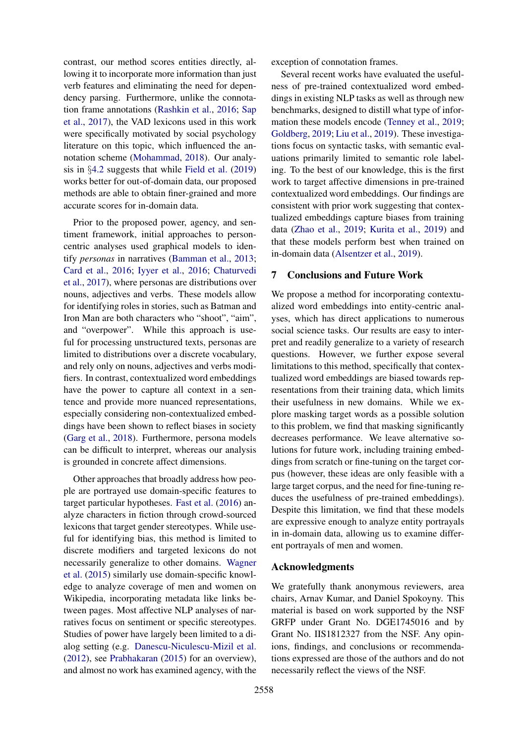contrast, our method scores entities directly, allowing it to incorporate more information than just verb features and eliminating the need for dependency parsing. Furthermore, unlike the connotation frame annotations (Rashkin et al., 2016; Sap et al., 2017), the VAD lexicons used in this work were specifically motivated by social psychology literature on this topic, which influenced the annotation scheme (Mohammad, 2018). Our analysis in §4.2 suggests that while Field et al. (2019) works better for out-of-domain data, our proposed methods are able to obtain finer-grained and more accurate scores for in-domain data.

Prior to the proposed power, agency, and sentiment framework, initial approaches to person-centric analyses used graphical models to identify *personas* in narratives (Bamman et al., 2013; Card et al., 2016; Iyyer et al., 2016; Chaturvedi et al., 2017), where personas are distributions over nouns, adjectives and verbs. These models allow for identifying roles in stories, such as Batman and Iron Man are both characters who "shoot", "aim", and "overpower". While this approach is useful for processing unstructured texts, personas are limited to distributions over a discrete vocabulary, and rely only on nouns, adjectives and verbs modifiers. In contrast, contextualized word embeddings have the power to capture all context in a sentence and provide more nuanced representations, especially considering non-contextualized embeddings have been shown to reflect biases in society (Garg et al., 2018). Furthermore, persona models can be difficult to interpret, whereas our analysis is grounded in concrete affect dimensions.

Other approaches that broadly address how people are portrayed use domain-specific features to target particular hypotheses. Fast et al. (2016) analyze characters in fiction through crowd-sourced lexicons that target gender stereotypes. While useful for identifying bias, this method is limited to discrete modifiers and targeted lexicons do not necessarily generalize to other domains. Wagner et al. (2015) similarly use domain-specific knowledge to analyze coverage of men and women on Wikipedia, incorporating metadata like links between pages. Most affective NLP analyses of narratives focus on sentiment or specific stereotypes. Studies of power have largely been limited to a dialog setting (e.g. Danescu-Niculescu-Mizil et al. (2012), see Prabhakaran (2015) for an overview), and almost no work has examined agency, with the exception of connotation frames.

Several recent works have evaluated the usefulness of pre-trained contextualized word embeddings in existing NLP tasks as well as through new benchmarks, designed to distill what type of information these models encode (Tenney et al., 2019; Goldberg, 2019; Liu et al., 2019). These investigations focus on syntactic tasks, with semantic evaluations primarily limited to semantic role labeling. To the best of our knowledge, this is the first work to target affective dimensions in pre-trained contextualized word embeddings. Our findings are consistent with prior work suggesting that contextualized embeddings capture biases from training data (Zhao et al., 2019; Kurita et al., 2019) and that these models perform best when trained on in-domain data (Alsentzer et al., 2019).

## 7 Conclusions and Future Work

We propose a method for incorporating contextualized word embeddings into entity-centric analyses, which has direct applications to numerous social science tasks. Our results are easy to interpret and readily generalize to a variety of research questions. However, we further expose several limitations to this method, specifically that contextualized word embeddings are biased towards representations from their training data, which limits their usefulness in new domains. While we explore masking target words as a possible solution to this problem, we find that masking significantly decreases performance. We leave alternative solutions for future work, including training embeddings from scratch or fine-tuning on the target corpus (however, these ideas are only feasible with a large target corpus, and the need for fine-tuning reduces the usefulness of pre-trained embeddings). Despite this limitation, we find that these models are expressive enough to analyze entity portrayals in in-domain data, allowing us to examine different portrayals of men and women.

## Acknowledgments

We gratefully thank anonymous reviewers, area chairs, Arnav Kumar, and Daniel Spokoyny. This material is based on work supported by the NSF GRFP under Grant No. DGE1745016 and by Grant No. IIS1812327 from the NSF. Any opinions, findings, and conclusions or recommendations expressed are those of the authors and do not necessarily reflect the views of the NSF.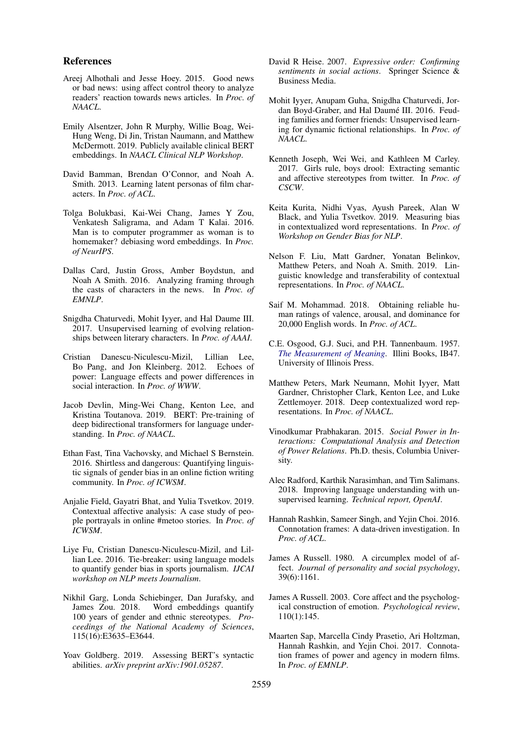## References

Areej Alhothali and Jesse Hoey. 2015. Good news or bad news: using affect control theory to analyze readers' reaction towards news articles. In *Proc. of NAACL*.

Emily Alsentzer, John R Murphy, Willie Boag, Wei-Hung Weng, Di Jin, Tristan Naumann, and Matthew McDermott. 2019. Publicly available clinical BERT embeddings. In *NAACL Clinical NLP Workshop*.

David Bamman, Brendan O'Connor, and Noah A. Smith. 2013. Learning latent personas of film characters. In *Proc. of ACL*.

Tolga Bolukbasi, Kai-Wei Chang, James Y Zou, Venkatesh Saligrama, and Adam T Kalai. 2016. Man is to computer programmer as woman is to homemaker? debiasing word embeddings. In *Proc. of NeurIPS*.

Dallas Card, Justin Gross, Amber Boydstun, and Noah A Smith. 2016. Analyzing framing through the casts of characters in the news. In *Proc. of EMNLP*.

Snigdha Chaturvedi, Mohit Iyyer, and Hal Daume III. 2017. Unsupervised learning of evolving relationships between literary characters. In *Proc. of AAAI*.

Cristian Danescu-Niculescu-Mizil, Lillian Lee, Bo Pang, and Jon Kleinberg. 2012. Echoes of power: Language effects and power differences in social interaction. In *Proc. of WWW*.

Jacob Devlin, Ming-Wei Chang, Kenton Lee, and Kristina Toutanova. 2019. BERT: Pre-training of deep bidirectional transformers for language understanding. In *Proc. of NAACL*.

Ethan Fast, Tina Vachovsky, and Michael S Bernstein. 2016. Shirtless and dangerous: Quantifying linguistic signals of gender bias in an online fiction writing community. In *Proc. of ICWSM*.

Anjalie Field, Gayatri Bhat, and Yulia Tsvetkov. 2019. Contextual affective analysis: A case study of people portrayals in online #metoo stories. In *Proc. of ICWSM*.

Liye Fu, Cristian Danescu-Niculescu-Mizil, and Lillian Lee. 2016. Tie-breaker: using language models to quantify gender bias in sports journalism. *IJCAI workshop on NLP meets Journalism*.

Nikhil Garg, Londa Schiebinger, Dan Jurafsky, and James Zou. 2018. Word embeddings quantify 100 years of gender and ethnic stereotypes. *Proceedings of the National Academy of Sciences*, 115(16):E3635–E3644.

Yoav Goldberg. 2019. Assessing BERT's syntactic abilities. *arXiv preprint arXiv:1901.05287*.

David R Heise. 2007. *Expressive order: Confirming sentiments in social actions*. Springer Science & Business Media.

Mohit Iyyer, Anupam Guha, Snigdha Chaturvedi, Jordan Boyd-Graber, and Hal Daumé III. 2016. Feuding families and former friends: Unsupervised learning for dynamic fictional relationships. In *Proc. of NAACL*.

Kenneth Joseph, Wei Wei, and Kathleen M Carley. 2017. Girls rule, boys drool: Extracting semantic and affective stereotypes from twitter. In *Proc. of CSCW*.

Keita Kurita, Nidhi Vyas, Ayush Pareek, Alan W Black, and Yulia Tsvetkov. 2019. Measuring bias in contextualized word representations. In *Proc. of Workshop on Gender Bias for NLP*.

Nelson F. Liu, Matt Gardner, Yonatan Belinkov, Matthew Peters, and Noah A. Smith. 2019. Linguistic knowledge and transferability of contextual representations. In *Proc. of NAACL*.

Saif M. Mohammad. 2018. Obtaining reliable human ratings of valence, arousal, and dominance for 20,000 English words. In *Proc. of ACL*.

C.E. Osgood, G.J. Suci, and P.H. Tannenbaum. 1957. *The Measurement of Meaning*. Illini Books, IB47. University of Illinois Press.

Matthew Peters, Mark Neumann, Mohit Iyyer, Matt Gardner, Christopher Clark, Kenton Lee, and Luke Zettlemoyer. 2018. Deep contextualized word representations. In *Proc. of NAACL*.

Vinodkumar Prabhakaran. 2015. *Social Power in Interactions: Computational Analysis and Detection of Power Relations*. Ph.D. thesis, Columbia University.

Alec Radford, Karthik Narasimhan, and Tim Salimans. 2018. Improving language understanding with unsupervised learning. *Technical report, OpenAI*.

Hannah Rashkin, Sameer Singh, and Yejin Choi. 2016. Connotation frames: A data-driven investigation. In *Proc. of ACL*.

James A Russell. 1980. A circumplex model of affect. *Journal of personality and social psychology*, 39(6):1161.

James A Russell. 2003. Core affect and the psychological construction of emotion. *Psychological review*, 110(1):145.

Maarten Sap, Marcella Cindy Prasetio, Ari Holtzman, Hannah Rashkin, and Yejin Choi. 2017. Connotation frames of power and agency in modern films. In *Proc. of EMNLP*.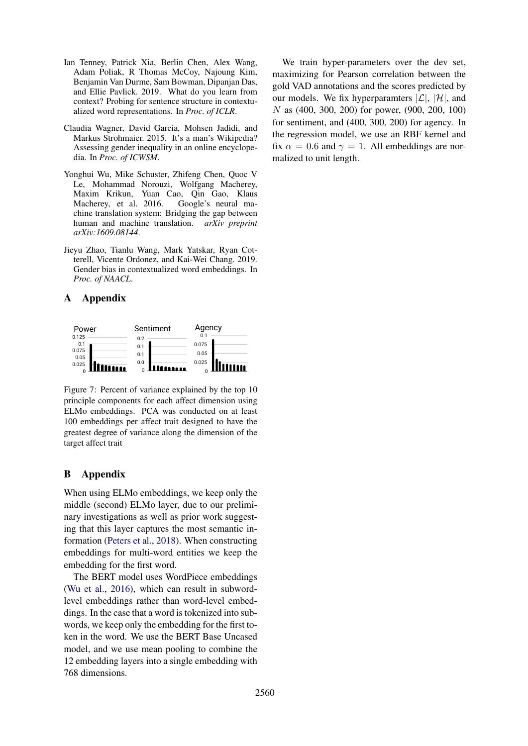Ian Tenney, Patrick Xia, Berlin Chen, Alex Wang, Adam Poliak, R Thomas McCoy, Najoung Kim, Benjamin Van Durme, Sam Bowman, Dipanjan Das, and Ellie Pavlick. 2019. What do you learn from context? Probing for sentence structure in contextualized word representations. In *Proc. of ICLR*.

Claudia Wagner, David Garcia, Mohsen Jadidi, and Markus Strohmaier. 2015. It's a man's Wikipedia? Assessing gender inequality in an online encyclopedia. In *Proc. of ICWSM*.

Yonghui Wu, Mike Schuster, Zhifeng Chen, Quoc V Le, Mohammad Norouzi, Wolfgang Macherey, Maxim Krikun, Yuan Cao, Qin Gao, Klaus Macherey, et al. 2016. Google's neural machine translation system: Bridging the gap between human and machine translation. *arXiv preprint arXiv:1609.08144*.

Jieyu Zhao, Tianlu Wang, Mark Yatskar, Ryan Cotterell, Vicente Ordonez, and Kai-Wei Chang. 2019. Gender bias in contextualized word embeddings. In *Proc. of NAACL*.

# A Appendix

Power
0.125
0.1
0.075
0.05
0.025
0

Sentiment
0.2
0.1
0.1
0.0
0

Agency
0.1
0.075
0.05
0.025
0

Figure 7: Percent of variance explained by the top 10 principle components for each affect dimension using ELMo embeddings. PCA was conducted on at least 100 embeddings per affect trait designed to have the greatest degree of variance along the dimension of the target affect trait

# B Appendix

When using ELMo embeddings, we keep only the middle (second) ELMo layer, due to our preliminary investigations as well as prior work suggesting that this layer captures the most semantic information (Peters et al., 2018). When constructing embeddings for multi-word entities we keep the embedding for the first word.

The BERT model uses WordPiece embeddings (Wu et al., 2016), which can result in subword-level embeddings rather than word-level embeddings. In the case that a word is tokenized into subwords, we keep only the embedding for the first token in the word. We use the BERT Base Uncased model, and we use mean pooling to combine the 12 embedding layers into a single embedding with 768 dimensions.

We train hyper-parameters over the dev set, maximizing for Pearson correlation between the gold VAD annotations and the scores predicted by our models. We fix hyperparamters $|\mathcal{L}|$, $|\mathcal{H}|$, and $N$ as (400, 300, 200) for power, (900, 200, 100) for sentiment, and (400, 300, 200) for agency. In the regression model, we use an RBF kernel and fix $\alpha = 0.6$ and $\gamma = 1$. All embeddings are normalized to unit length.